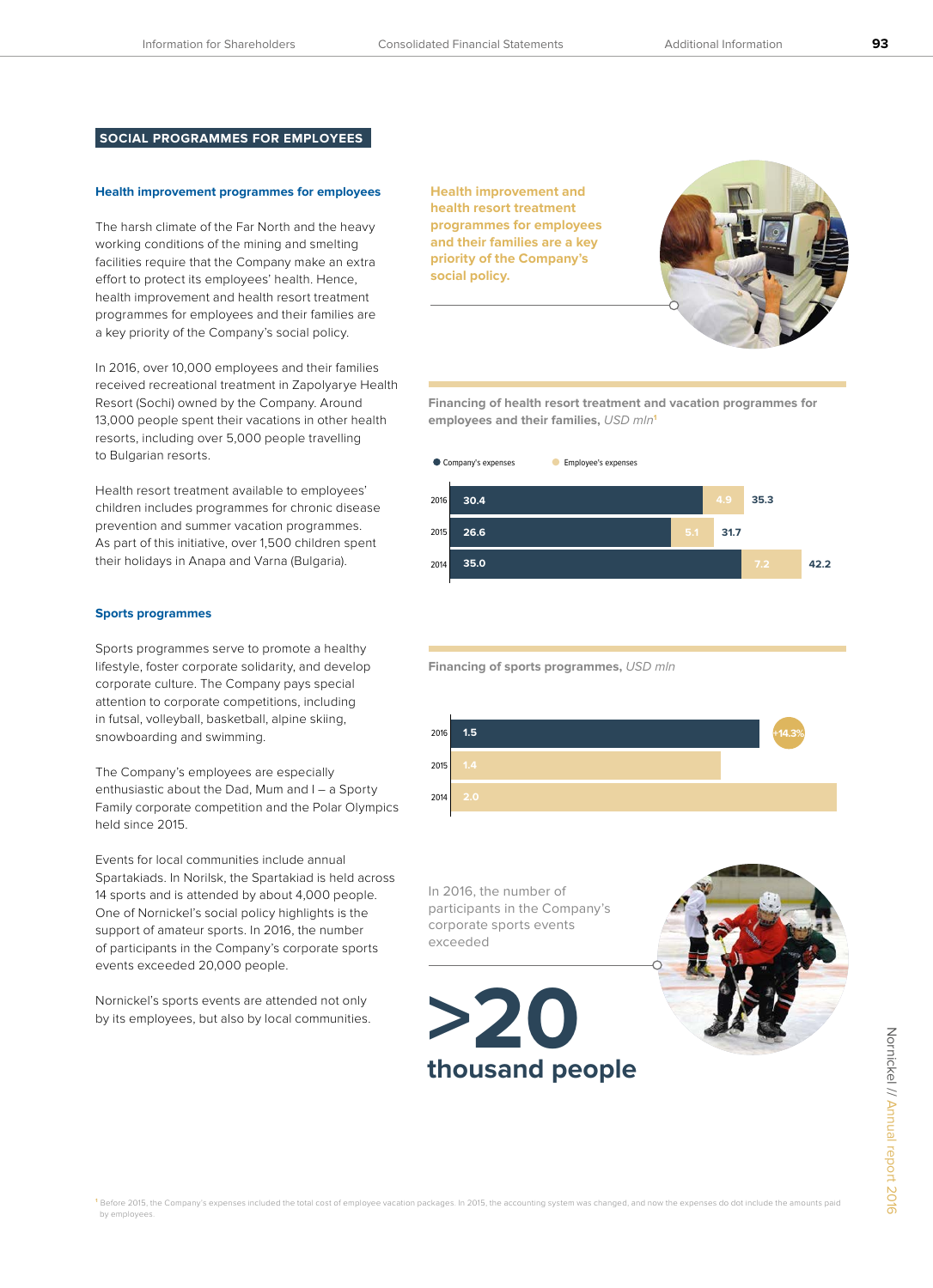## SOCIAL PROGRAMMES FOR EMPLOYEES

### Health improvement programmes for employees

The harsh climate of the Far North and the heavy working conditions of the mining and smelting facilities require that the Company make an extra effort to protect its employees' health. Hence, health improvement and health resort treatment programmes for employees and their families are a key priority of the Company's social policy.

In 2016, over 10,000 employees and their families received recreational treatment in Zapolyarye Health Resort (Sochi) owned by the Company. Around 13,000 people spent their vacations in other health resorts, including over 5,000 people travelling to Bulgarian resorts.

Health resort treatment available to employees' children includes programmes for chronic disease prevention and summer vacation programmes. As part of this initiative, over 1,500 children spent their holidays in Anapa and Varna (Bulgaria).

**Health improvement and health resort treatment programmes for employees and their families are a key priority of the Company's social policy.**

**Financing of health resort treatment and vacation programmes for employees and their families,** *USD mln*[1]

| Year | Company's expenses | Employee's expenses | Total |
|---|---|---|---|
| 2016 | 30.4 | 4.9 | 35.3 |
| 2015 | 26.6 | 5.1 | 31.7 |
| 2014 | 35.0 | 7.2 | 42.2 |

### Sports programmes

Sports programmes serve to promote a healthy lifestyle, foster corporate solidarity, and develop corporate culture. The Company pays special attention to corporate competitions, including in futsal, volleyball, basketball, alpine skiing, snowboarding and swimming.

The Company's employees are especially enthusiastic about the Dad, Mum and I – a Sporty Family corporate competition and the Polar Olympics held since 2015.

Events for local communities include annual Spartakiads. In Norilsk, the Spartakiad is held across 14 sports and is attended by about 4,000 people. One of Nornickel's social policy highlights is the support of amateur sports. In 2016, the number of participants in the Company's corporate sports events exceeded 20,000 people.

Nornickel's sports events are attended not only by its employees, but also by local communities.

**Financing of sports programmes,** *USD mln*

| Year | USD mln |
|---|---|
| 2016 | 1.5 (+14.3%) |
| 2015 | 1.4 |
| 2014 | 2.0 |

In 2016, the number of participants in the Company's corporate sports events exceeded

**>20 thousand people**

[1] Before 2015, the Company's expenses included the total cost of employee vacation packages. In 2015, the accounting system was changed, and now the expenses do dot include the amounts paid by employees.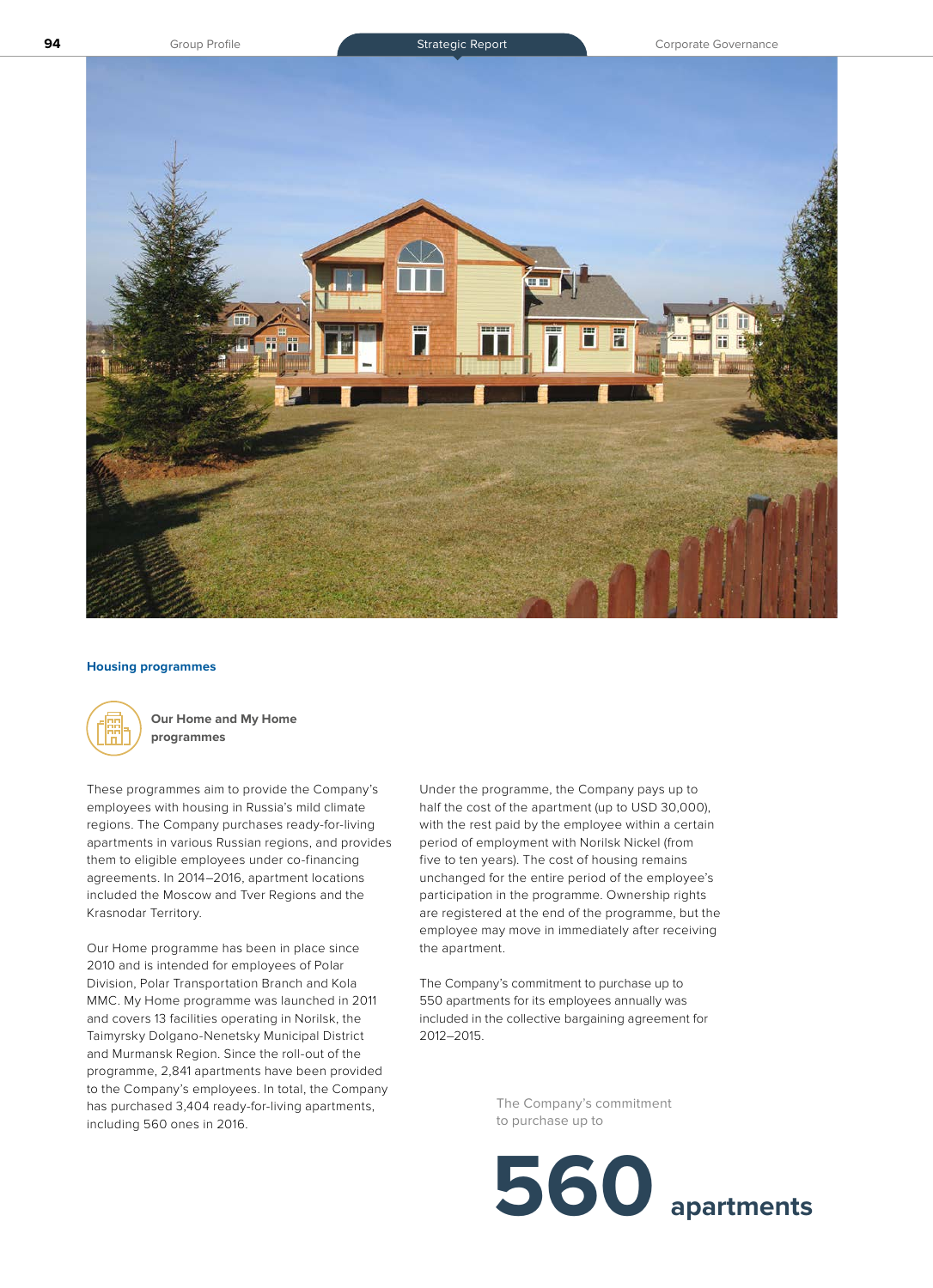## Housing programmes

### Our Home and My Home programmes

These programmes aim to provide the Company's employees with housing in Russia's mild climate regions. The Company purchases ready-for-living apartments in various Russian regions, and provides them to eligible employees under co-financing agreements. In 2014–2016, apartment locations included the Moscow and Tver Regions and the Krasnodar Territory.

Our Home programme has been in place since 2010 and is intended for employees of Polar Division, Polar Transportation Branch and Kola MMC. My Home programme was launched in 2011 and covers 13 facilities operating in Norilsk, the Taimyrsky Dolgano-Nenetsky Municipal District and Murmansk Region. Since the roll-out of the programme, 2,841 apartments have been provided to the Company's employees. In total, the Company has purchased 3,404 ready-for-living apartments, including 560 ones in 2016.

Under the programme, the Company pays up to half the cost of the apartment (up to USD 30,000), with the rest paid by the employee within a certain period of employment with Norilsk Nickel (from five to ten years). The cost of housing remains unchanged for the entire period of the employee's participation in the programme. Ownership rights are registered at the end of the programme, but the employee may move in immediately after receiving the apartment.

The Company's commitment to purchase up to 550 apartments for its employees annually was included in the collective bargaining agreement for 2012–2015.

The Company's commitment to purchase up to

**560 apartments**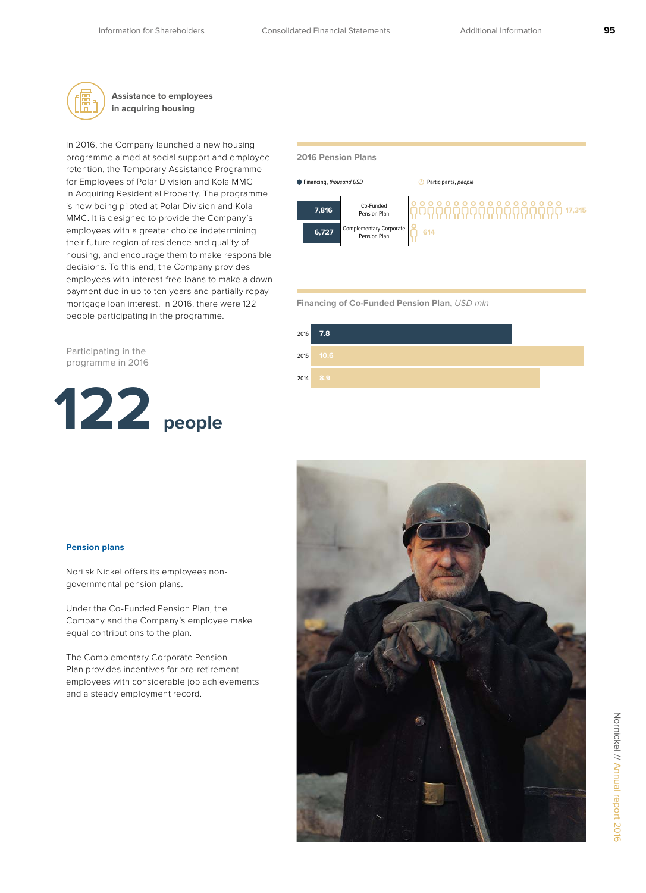## Assistance to employees in acquiring housing

In 2016, the Company launched a new housing programme aimed at social support and employee retention, the Temporary Assistance Programme for Employees of Polar Division and Kola MMC in Acquiring Residential Property. The programme is now being piloted at Polar Division and Kola MMC. It is designed to provide the Company's employees with a greater choice indetermining their future region of residence and quality of housing, and encourage them to make responsible decisions. To this end, the Company provides employees with interest-free loans to make a down payment due in up to ten years and partially repay mortgage loan interest. In 2016, there were 122 people participating in the programme.

Participating in the programme in 2016

**122 people**

### 2016 Pension Plans

Financing, *thousand USD*

Participants, *people*

7,816
Co-Funded Pension Plan
17,315

6,727
Complementary Corporate Pension Plan
614

### Financing of Co-Funded Pension Plan, *USD mln*

2016
7.8

2015
10.6

2014
8.9

### Pension plans

Norilsk Nickel offers its employees non-governmental pension plans.

Under the Co-Funded Pension Plan, the Company and the Company's employee make equal contributions to the plan.

The Complementary Corporate Pension Plan provides incentives for pre-retirement employees with considerable job achievements and a steady employment record.